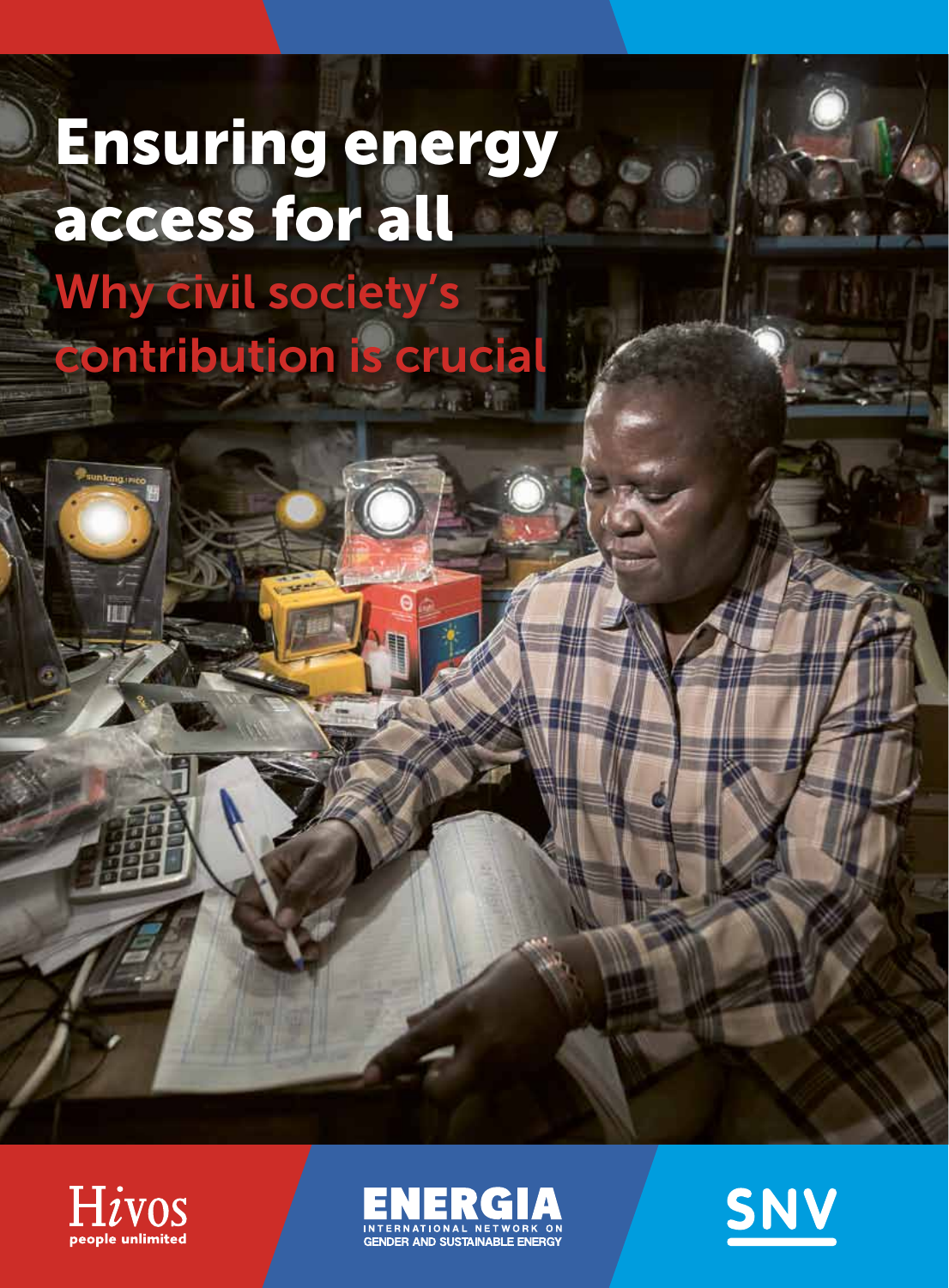# Ensuring energy access for all

## Why civil society's contribution is crucial

Hivos
people unlimited

ENERGIA
INTERNATIONAL NETWORK ON GENDER AND SUSTAINABLE ENERGY

SNV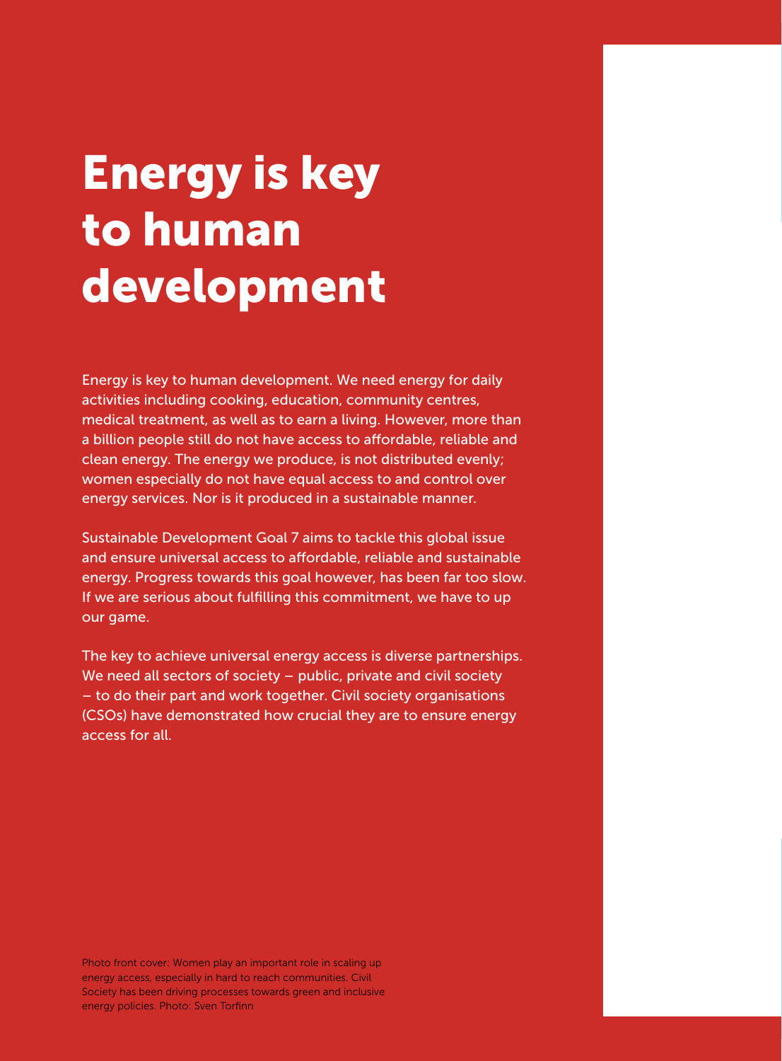# Energy is key to human development

Energy is key to human development. We need energy for daily activities including cooking, education, community centres, medical treatment, as well as to earn a living. However, more than a billion people still do not have access to affordable, reliable and clean energy. The energy we produce, is not distributed evenly; women especially do not have equal access to and control over energy services. Nor is it produced in a sustainable manner.

Sustainable Development Goal 7 aims to tackle this global issue and ensure universal access to affordable, reliable and sustainable energy. Progress towards this goal however, has been far too slow. If we are serious about fulfilling this commitment, we have to up our game.

The key to achieve universal energy access is diverse partnerships. We need all sectors of society – public, private and civil society – to do their part and work together. Civil society organisations (CSOs) have demonstrated how crucial they are to ensure energy access for all.

Photo front cover: Women play an important role in scaling up energy access, especially in hard to reach communities. Civil Society has been driving processes towards green and inclusive energy policies. Photo: Sven Torfinn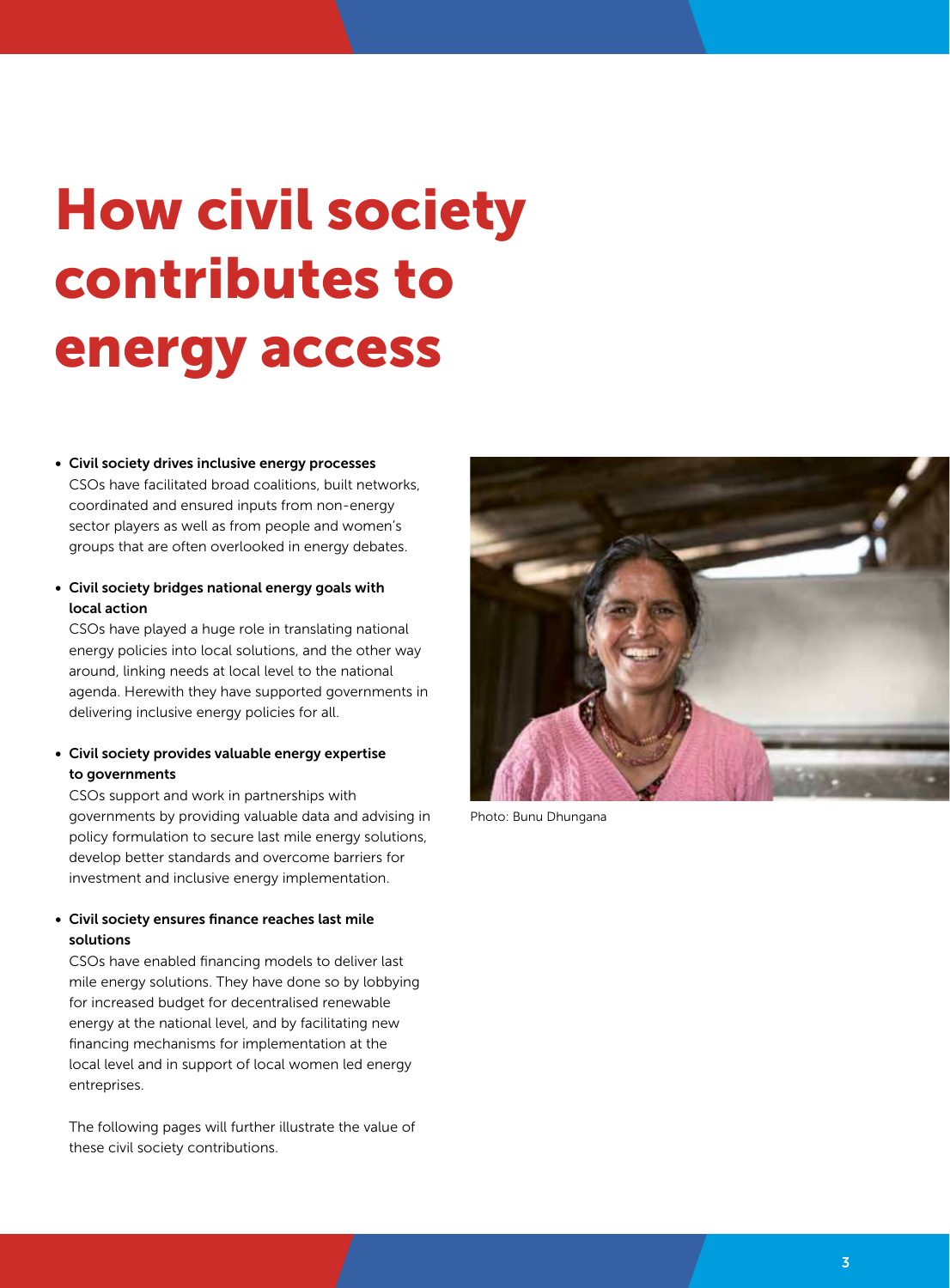# How civil society contributes to energy access

- **Civil society drives inclusive energy processes**
  CSOs have facilitated broad coalitions, built networks, coordinated and ensured inputs from non-energy sector players as well as from people and women's groups that are often overlooked in energy debates.

- **Civil society bridges national energy goals with local action**
  CSOs have played a huge role in translating national energy policies into local solutions, and the other way around, linking needs at local level to the national agenda. Herewith they have supported governments in delivering inclusive energy policies for all.

- **Civil society provides valuable energy expertise to governments**
  CSOs support and work in partnerships with governments by providing valuable data and advising in policy formulation to secure last mile energy solutions, develop better standards and overcome barriers for investment and inclusive energy implementation.

- **Civil society ensures finance reaches last mile solutions**
  CSOs have enabled financing models to deliver last mile energy solutions. They have done so by lobbying for increased budget for decentralised renewable energy at the national level, and by facilitating new financing mechanisms for implementation at the local level and in support of local women led energy entreprises.

  The following pages will further illustrate the value of these civil society contributions.

Photo: Bunu Dhungana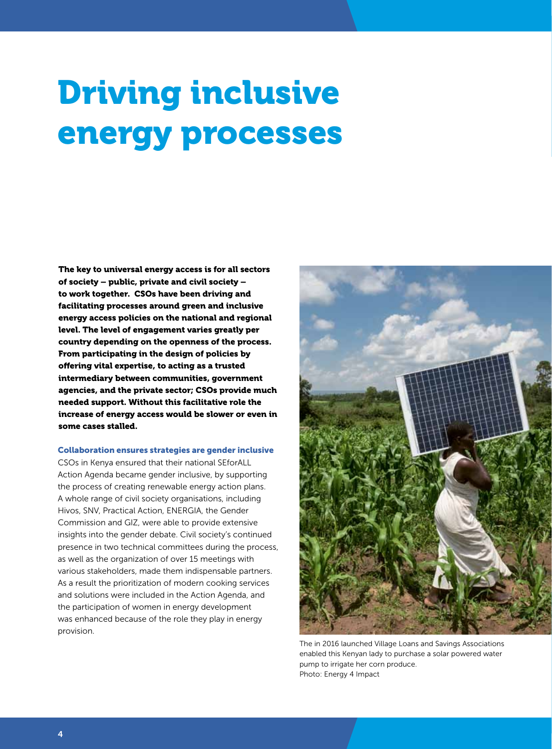# Driving inclusive energy processes

**The key to universal energy access is for all sectors of society – public, private and civil society – to work together. CSOs have been driving and facilitating processes around green and inclusive energy access policies on the national and regional level. The level of engagement varies greatly per country depending on the openness of the process. From participating in the design of policies by offering vital expertise, to acting as a trusted intermediary between communities, government agencies, and the private sector; CSOs provide much needed support. Without this facilitative role the increase of energy access would be slower or even in some cases stalled.**

### Collaboration ensures strategies are gender inclusive

CSOs in Kenya ensured that their national SEforALL Action Agenda became gender inclusive, by supporting the process of creating renewable energy action plans. A whole range of civil society organisations, including Hivos, SNV, Practical Action, ENERGIA, the Gender Commission and GIZ, were able to provide extensive insights into the gender debate. Civil society's continued presence in two technical committees during the process, as well as the organization of over 15 meetings with various stakeholders, made them indispensable partners. As a result the prioritization of modern cooking services and solutions were included in the Action Agenda, and the participation of women in energy development was enhanced because of the role they play in energy provision.

The in 2016 launched Village Loans and Savings Associations enabled this Kenyan lady to purchase a solar powered water pump to irrigate her corn produce.
Photo: Energy 4 Impact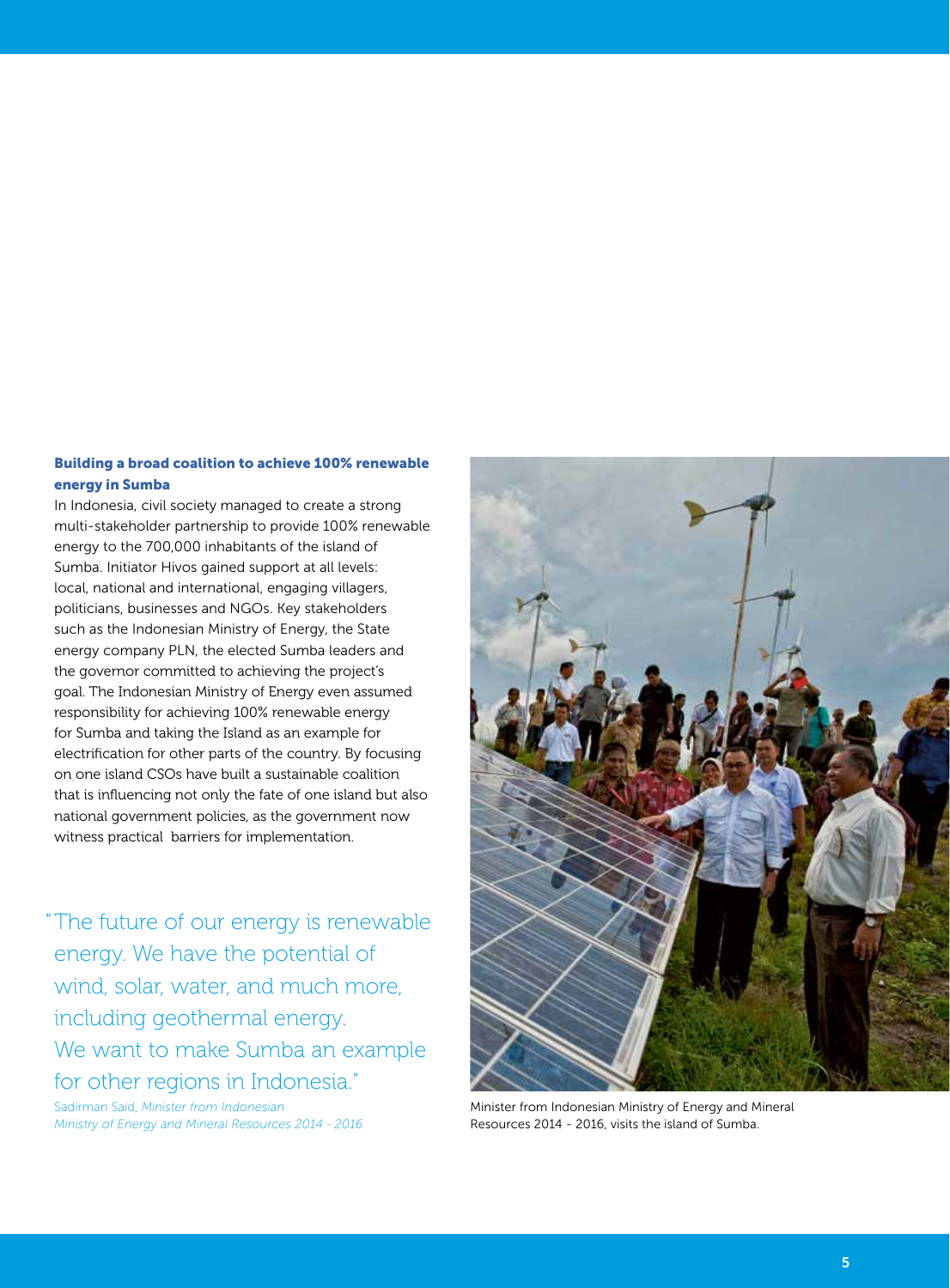**Building a broad coalition to achieve 100% renewable energy in Sumba**

In Indonesia, civil society managed to create a strong multi-stakeholder partnership to provide 100% renewable energy to the 700,000 inhabitants of the island of Sumba. Initiator Hivos gained support at all levels: local, national and international, engaging villagers, politicians, businesses and NGOs. Key stakeholders such as the Indonesian Ministry of Energy, the State energy company PLN, the elected Sumba leaders and the governor committed to achieving the project's goal. The Indonesian Ministry of Energy even assumed responsibility for achieving 100% renewable energy for Sumba and taking the Island as an example for electrification for other parts of the country. By focusing on one island CSOs have built a sustainable coalition that is influencing not only the fate of one island but also national government policies, as the government now witness practical barriers for implementation.

> "The future of our energy is renewable energy. We have the potential of wind, solar, water, and much more, including geothermal energy. We want to make Sumba an example for other regions in Indonesia."
>
> Sadirman Said, *Minister from Indonesian Ministry of Energy and Mineral Resources 2014 - 2016*

Minister from Indonesian Ministry of Energy and Mineral Resources 2014 - 2016, visits the island of Sumba.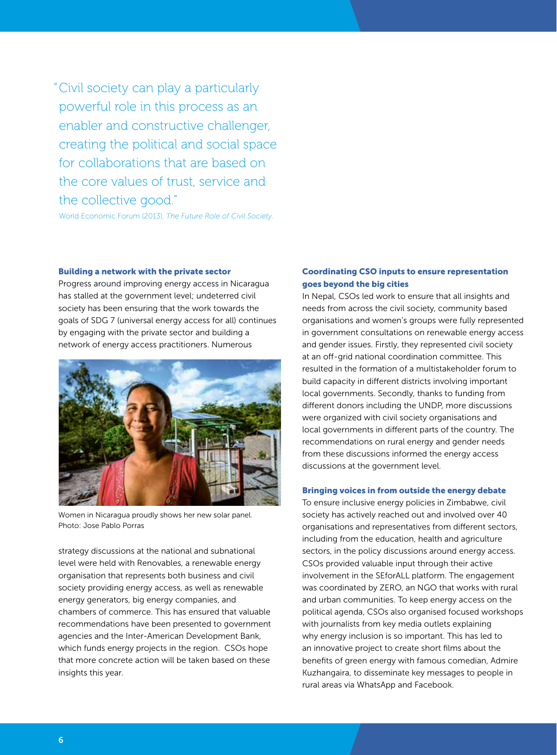> "Civil society can play a particularly powerful role in this process as an enabler and constructive challenger, creating the political and social space for collaborations that are based on the core values of trust, service and the collective good."
>
> World Economic Forum (2013), *The Future Role of Civil Society.*

### Building a network with the private sector

Progress around improving energy access in Nicaragua has stalled at the government level; undeterred civil society has been ensuring that the work towards the goals of SDG 7 (universal energy access for all) continues by engaging with the private sector and building a network of energy access practitioners. Numerous strategy discussions at the national and subnational level were held with Renovables, a renewable energy organisation that represents both business and civil society providing energy access, as well as renewable energy generators, big energy companies, and chambers of commerce. This has ensured that valuable recommendations have been presented to government agencies and the Inter-American Development Bank, which funds energy projects in the region. CSOs hope that more concrete action will be taken based on these insights this year.

Women in Nicaragua proudly shows her new solar panel. Photo: Jose Pablo Porras

### Coordinating CSO inputs to ensure representation goes beyond the big cities

In Nepal, CSOs led work to ensure that all insights and needs from across the civil society, community based organisations and women's groups were fully represented in government consultations on renewable energy access and gender issues. Firstly, they represented civil society at an off-grid national coordination committee. This resulted in the formation of a multistakeholder forum to build capacity in different districts involving important local governments. Secondly, thanks to funding from different donors including the UNDP, more discussions were organized with civil society organisations and local governments in different parts of the country. The recommendations on rural energy and gender needs from these discussions informed the energy access discussions at the government level.

### Bringing voices in from outside the energy debate

To ensure inclusive energy policies in Zimbabwe, civil society has actively reached out and involved over 40 organisations and representatives from different sectors, including from the education, health and agriculture sectors, in the policy discussions around energy access. CSOs provided valuable input through their active involvement in the SEforALL platform. The engagement was coordinated by ZERO, an NGO that works with rural and urban communities. To keep energy access on the political agenda, CSOs also organised focused workshops with journalists from key media outlets explaining why energy inclusion is so important. This has led to an innovative project to create short films about the benefits of green energy with famous comedian, Admire Kuzhangaira, to disseminate key messages to people in rural areas via WhatsApp and Facebook.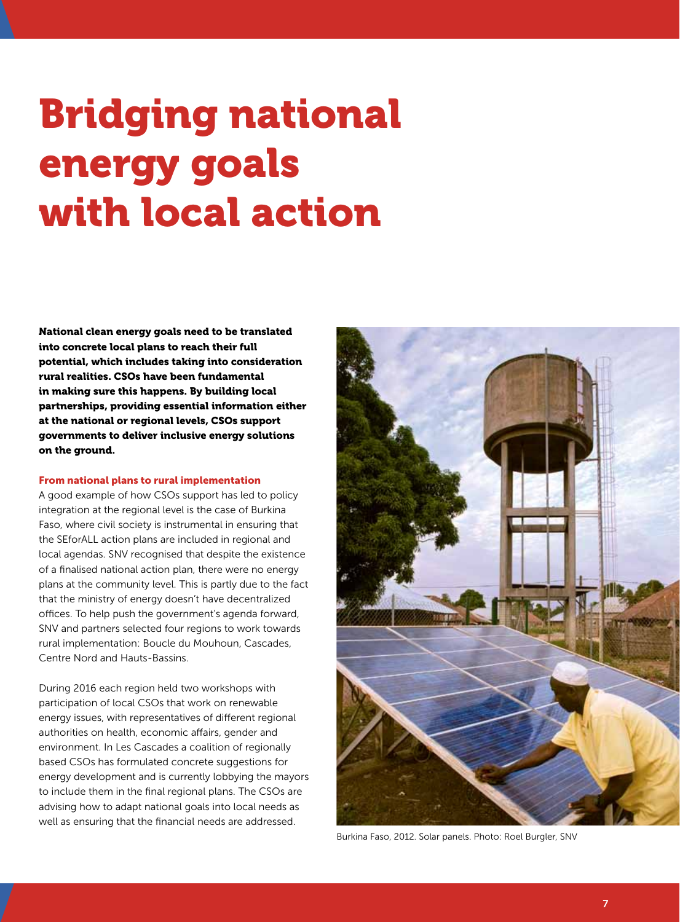# Bridging national energy goals with local action

**National clean energy goals need to be translated into concrete local plans to reach their full potential, which includes taking into consideration rural realities. CSOs have been fundamental in making sure this happens. By building local partnerships, providing essential information either at the national or regional levels, CSOs support governments to deliver inclusive energy solutions on the ground.**

### From national plans to rural implementation

A good example of how CSOs support has led to policy integration at the regional level is the case of Burkina Faso, where civil society is instrumental in ensuring that the SEforALL action plans are included in regional and local agendas. SNV recognised that despite the existence of a finalised national action plan, there were no energy plans at the community level. This is partly due to the fact that the ministry of energy doesn't have decentralized offices. To help push the government's agenda forward, SNV and partners selected four regions to work towards rural implementation: Boucle du Mouhoun, Cascades, Centre Nord and Hauts-Bassins.

During 2016 each region held two workshops with participation of local CSOs that work on renewable energy issues, with representatives of different regional authorities on health, economic affairs, gender and environment. In Les Cascades a coalition of regionally based CSOs has formulated concrete suggestions for energy development and is currently lobbying the mayors to include them in the final regional plans. The CSOs are advising how to adapt national goals into local needs as well as ensuring that the financial needs are addressed.

Burkina Faso, 2012. Solar panels. Photo: Roel Burgler, SNV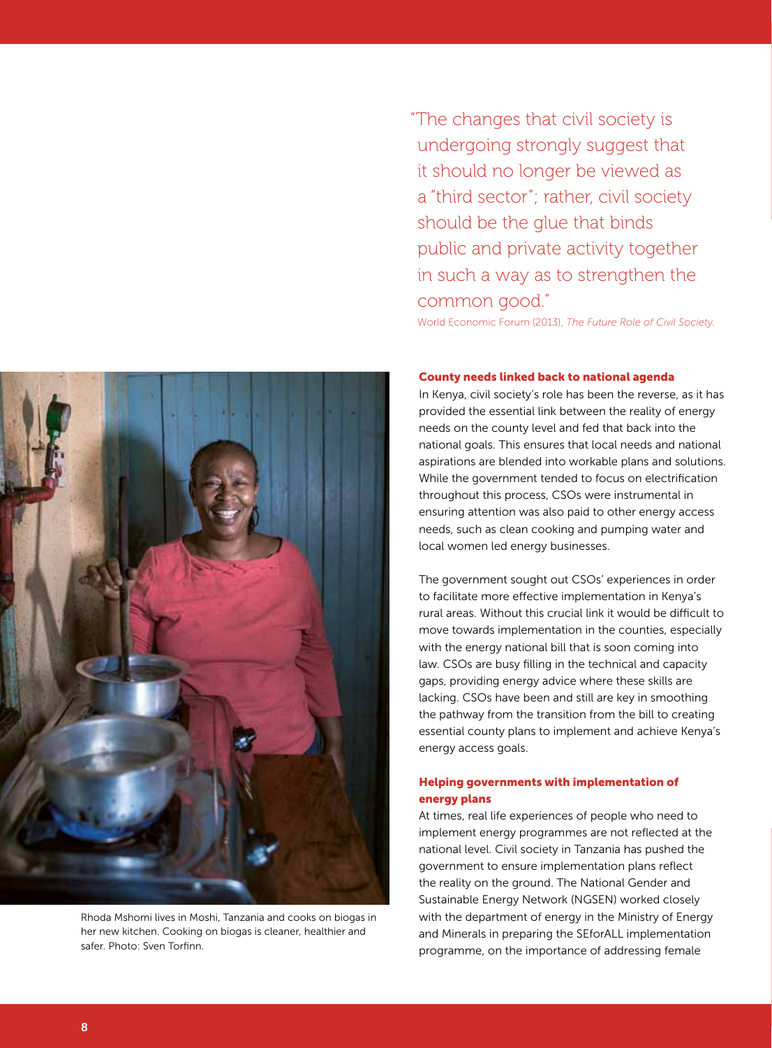> "The changes that civil society is undergoing strongly suggest that it should no longer be viewed as a "third sector"; rather, civil society should be the glue that binds public and private activity together in such a way as to strengthen the common good."
>
> World Economic Forum (2013), *The Future Role of Civil Society.*

Rhoda Mshomi lives in Moshi, Tanzania and cooks on biogas in her new kitchen. Cooking on biogas is cleaner, healthier and safer. Photo: Sven Torfinn.

### County needs linked back to national agenda

In Kenya, civil society's role has been the reverse, as it has provided the essential link between the reality of energy needs on the county level and fed that back into the national goals. This ensures that local needs and national aspirations are blended into workable plans and solutions. While the government tended to focus on electrification throughout this process, CSOs were instrumental in ensuring attention was also paid to other energy access needs, such as clean cooking and pumping water and local women led energy businesses.

The government sought out CSOs' experiences in order to facilitate more effective implementation in Kenya's rural areas. Without this crucial link it would be difficult to move towards implementation in the counties, especially with the energy national bill that is soon coming into law. CSOs are busy filling in the technical and capacity gaps, providing energy advice where these skills are lacking. CSOs have been and still are key in smoothing the pathway from the transition from the bill to creating essential county plans to implement and achieve Kenya's energy access goals.

### Helping governments with implementation of energy plans

At times, real life experiences of people who need to implement energy programmes are not reflected at the national level. Civil society in Tanzania has pushed the government to ensure implementation plans reflect the reality on the ground. The National Gender and Sustainable Energy Network (NGSEN) worked closely with the department of energy in the Ministry of Energy and Minerals in preparing the SEforALL implementation programme, on the importance of addressing female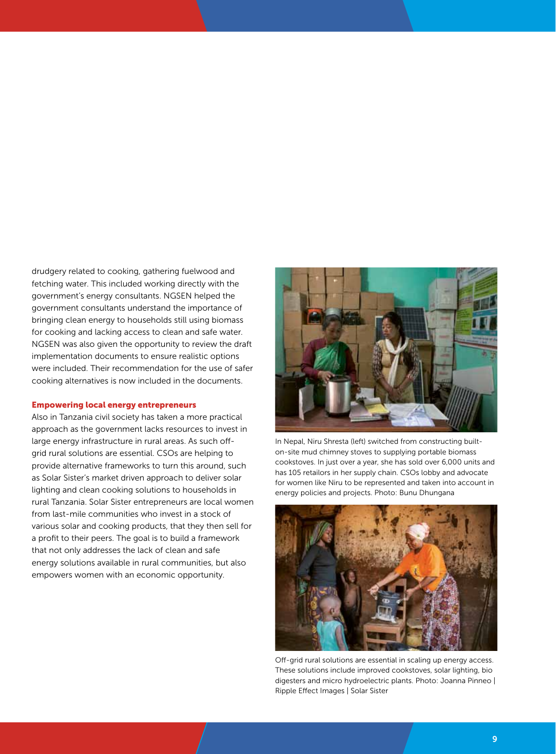drudgery related to cooking, gathering fuelwood and fetching water. This included working directly with the government's energy consultants. NGSEN helped the government consultants understand the importance of bringing clean energy to households still using biomass for cooking and lacking access to clean and safe water. NGSEN was also given the opportunity to review the draft implementation documents to ensure realistic options were included. Their recommendation for the use of safer cooking alternatives is now included in the documents.

### Empowering local energy entrepreneurs

Also in Tanzania civil society has taken a more practical approach as the government lacks resources to invest in large energy infrastructure in rural areas. As such off-grid rural solutions are essential. CSOs are helping to provide alternative frameworks to turn this around, such as Solar Sister's market driven approach to deliver solar lighting and clean cooking solutions to households in rural Tanzania. Solar Sister entrepreneurs are local women from last-mile communities who invest in a stock of various solar and cooking products, that they then sell for a profit to their peers. The goal is to build a framework that not only addresses the lack of clean and safe energy solutions available in rural communities, but also empowers women with an economic opportunity.

In Nepal, Niru Shresta (left) switched from constructing built-on-site mud chimney stoves to supplying portable biomass cookstoves. In just over a year, she has sold over 6,000 units and has 105 retailors in her supply chain. CSOs lobby and advocate for women like Niru to be represented and taken into account in energy policies and projects. Photo: Bunu Dhungana

Off-grid rural solutions are essential in scaling up energy access. These solutions include improved cookstoves, solar lighting, bio digesters and micro hydroelectric plants. Photo: Joanna Pinneo | Ripple Effect Images | Solar Sister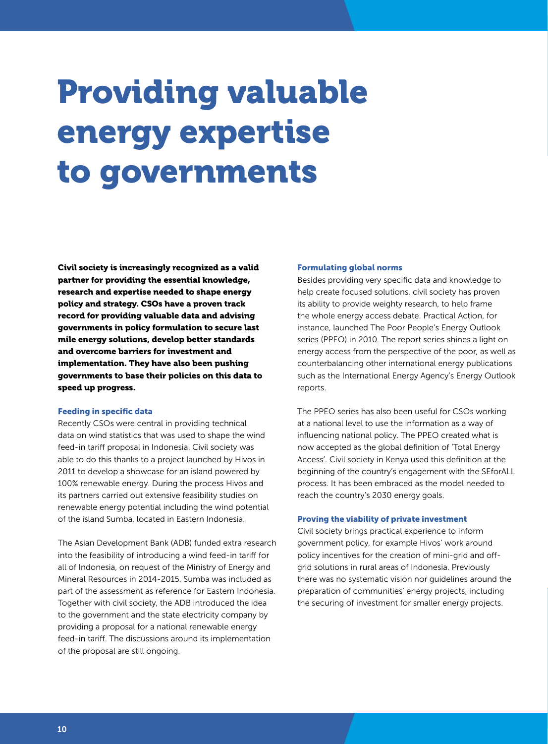# Providing valuable energy expertise to governments

**Civil society is increasingly recognized as a valid partner for providing the essential knowledge, research and expertise needed to shape energy policy and strategy. CSOs have a proven track record for providing valuable data and advising governments in policy formulation to secure last mile energy solutions, develop better standards and overcome barriers for investment and implementation. They have also been pushing governments to base their policies on this data to speed up progress.**

### Feeding in specific data

Recently CSOs were central in providing technical data on wind statistics that was used to shape the wind feed-in tariff proposal in Indonesia. Civil society was able to do this thanks to a project launched by Hivos in 2011 to develop a showcase for an island powered by 100% renewable energy. During the process Hivos and its partners carried out extensive feasibility studies on renewable energy potential including the wind potential of the island Sumba, located in Eastern Indonesia.

The Asian Development Bank (ADB) funded extra research into the feasibility of introducing a wind feed-in tariff for all of Indonesia, on request of the Ministry of Energy and Mineral Resources in 2014-2015. Sumba was included as part of the assessment as reference for Eastern Indonesia. Together with civil society, the ADB introduced the idea to the government and the state electricity company by providing a proposal for a national renewable energy feed-in tariff. The discussions around its implementation of the proposal are still ongoing.

### Formulating global norms

Besides providing very specific data and knowledge to help create focused solutions, civil society has proven its ability to provide weighty research, to help frame the whole energy access debate. Practical Action, for instance, launched The Poor People's Energy Outlook series (PPEO) in 2010. The report series shines a light on energy access from the perspective of the poor, as well as counterbalancing other international energy publications such as the International Energy Agency's Energy Outlook reports.

The PPEO series has also been useful for CSOs working at a national level to use the information as a way of influencing national policy. The PPEO created what is now accepted as the global definition of 'Total Energy Access'. Civil society in Kenya used this definition at the beginning of the country's engagement with the SEforALL process. It has been embraced as the model needed to reach the country's 2030 energy goals.

### Proving the viability of private investment

Civil society brings practical experience to inform government policy, for example Hivos' work around policy incentives for the creation of mini-grid and off-grid solutions in rural areas of Indonesia. Previously there was no systematic vision nor guidelines around the preparation of communities' energy projects, including the securing of investment for smaller energy projects.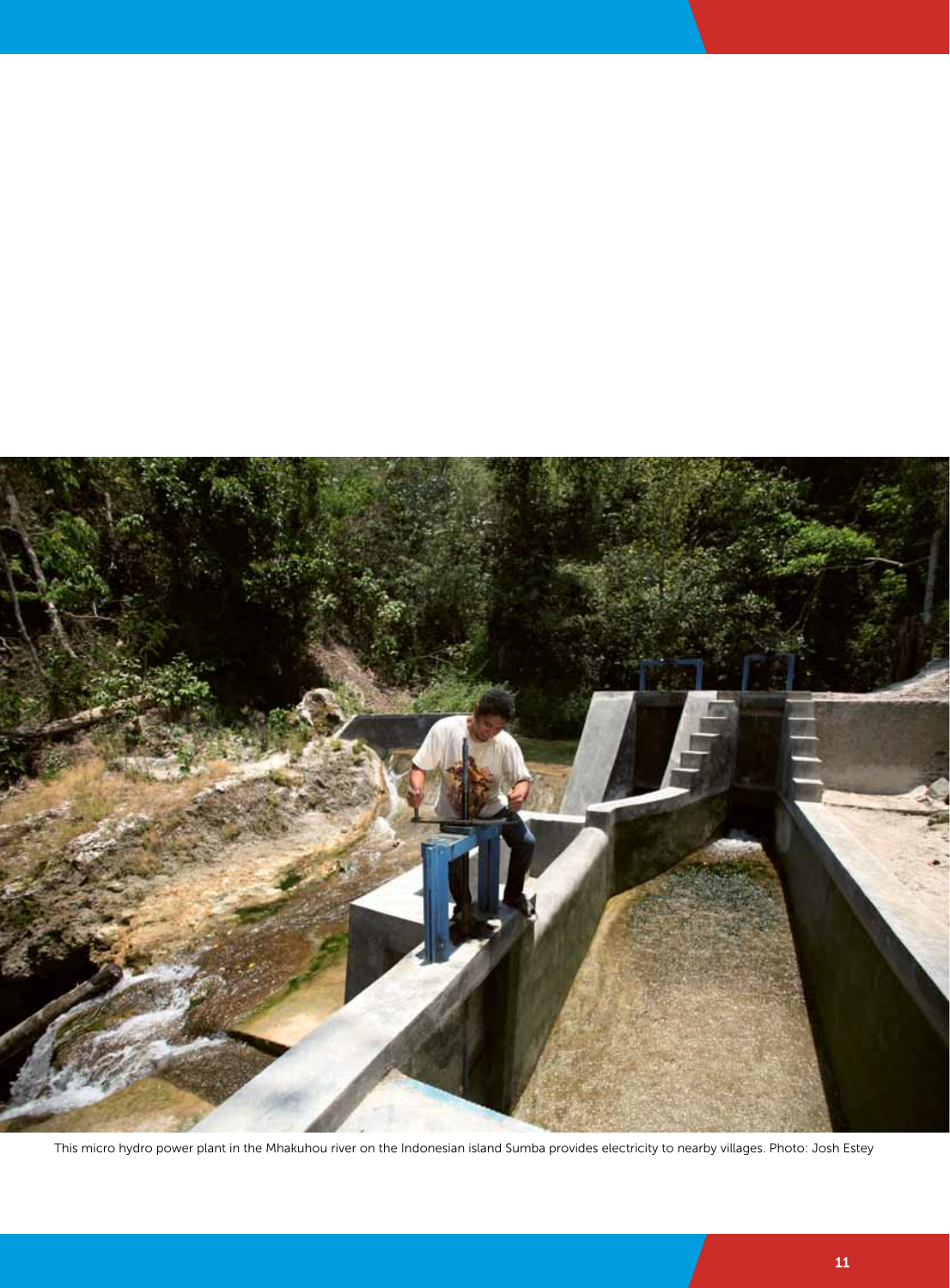This micro hydro power plant in the Mhakuhou river on the Indonesian island Sumba provides electricity to nearby villages. Photo: Josh Estey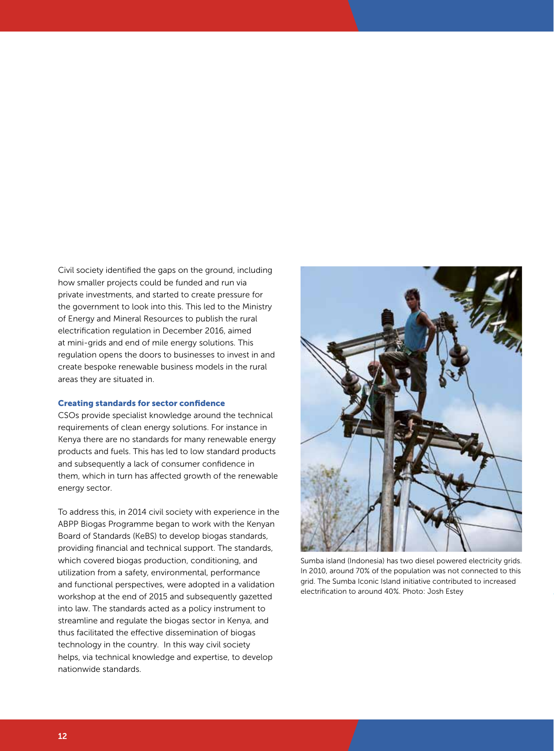Civil society identified the gaps on the ground, including how smaller projects could be funded and run via private investments, and started to create pressure for the government to look into this. This led to the Ministry of Energy and Mineral Resources to publish the rural electrification regulation in December 2016, aimed at mini-grids and end of mile energy solutions. This regulation opens the doors to businesses to invest in and create bespoke renewable business models in the rural areas they are situated in.

### Creating standards for sector confidence

CSOs provide specialist knowledge around the technical requirements of clean energy solutions. For instance in Kenya there are no standards for many renewable energy products and fuels. This has led to low standard products and subsequently a lack of consumer confidence in them, which in turn has affected growth of the renewable energy sector.

To address this, in 2014 civil society with experience in the ABPP Biogas Programme began to work with the Kenyan Board of Standards (KeBS) to develop biogas standards, providing financial and technical support. The standards, which covered biogas production, conditioning, and utilization from a safety, environmental, performance and functional perspectives, were adopted in a validation workshop at the end of 2015 and subsequently gazetted into law. The standards acted as a policy instrument to streamline and regulate the biogas sector in Kenya, and thus facilitated the effective dissemination of biogas technology in the country. In this way civil society helps, via technical knowledge and expertise, to develop nationwide standards.

Sumba island (Indonesia) has two diesel powered electricity grids. In 2010, around 70% of the population was not connected to this grid. The Sumba Iconic Island initiative contributed to increased electrification to around 40%. Photo: Josh Estey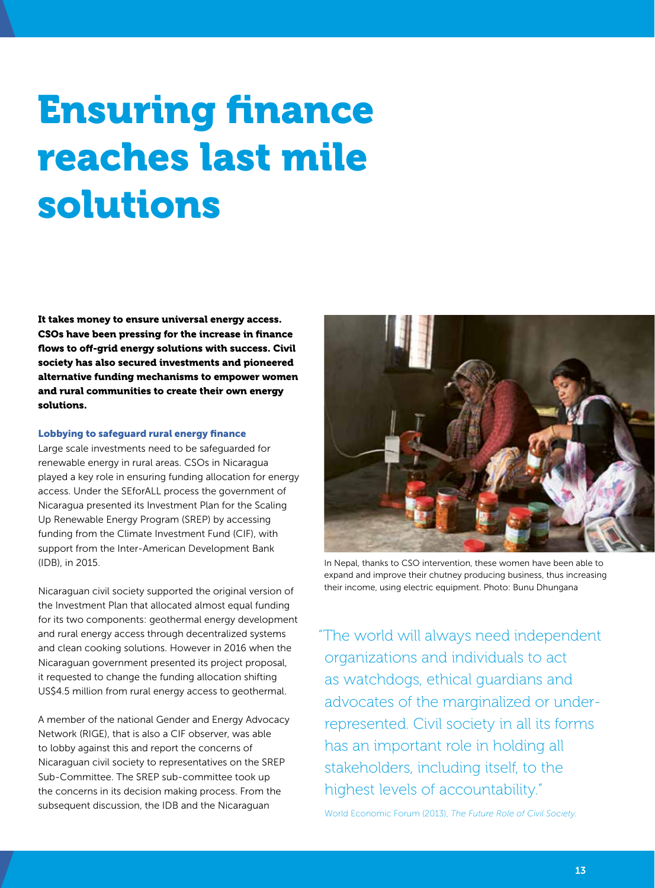# Ensuring finance reaches last mile solutions

**It takes money to ensure universal energy access. CSOs have been pressing for the increase in finance flows to off-grid energy solutions with success. Civil society has also secured investments and pioneered alternative funding mechanisms to empower women and rural communities to create their own energy solutions.**

### Lobbying to safeguard rural energy finance

Large scale investments need to be safeguarded for renewable energy in rural areas. CSOs in Nicaragua played a key role in ensuring funding allocation for energy access. Under the SEforALL process the government of Nicaragua presented its Investment Plan for the Scaling Up Renewable Energy Program (SREP) by accessing funding from the Climate Investment Fund (CIF), with support from the Inter-American Development Bank (IDB), in 2015.

Nicaraguan civil society supported the original version of the Investment Plan that allocated almost equal funding for its two components: geothermal energy development and rural energy access through decentralized systems and clean cooking solutions. However in 2016 when the Nicaraguan government presented its project proposal, it requested to change the funding allocation shifting US$4.5 million from rural energy access to geothermal.

A member of the national Gender and Energy Advocacy Network (RIGE), that is also a CIF observer, was able to lobby against this and report the concerns of Nicaraguan civil society to representatives on the SREP Sub-Committee. The SREP sub-committee took up the concerns in its decision making process. From the subsequent discussion, the IDB and the Nicaraguan

In Nepal, thanks to CSO intervention, these women have been able to expand and improve their chutney producing business, thus increasing their income, using electric equipment. Photo: Bunu Dhungana

> "The world will always need independent organizations and individuals to act as watchdogs, ethical guardians and advocates of the marginalized or under-represented. Civil society in all its forms has an important role in holding all stakeholders, including itself, to the highest levels of accountability."
>
> World Economic Forum (2013), *The Future Role of Civil Society.*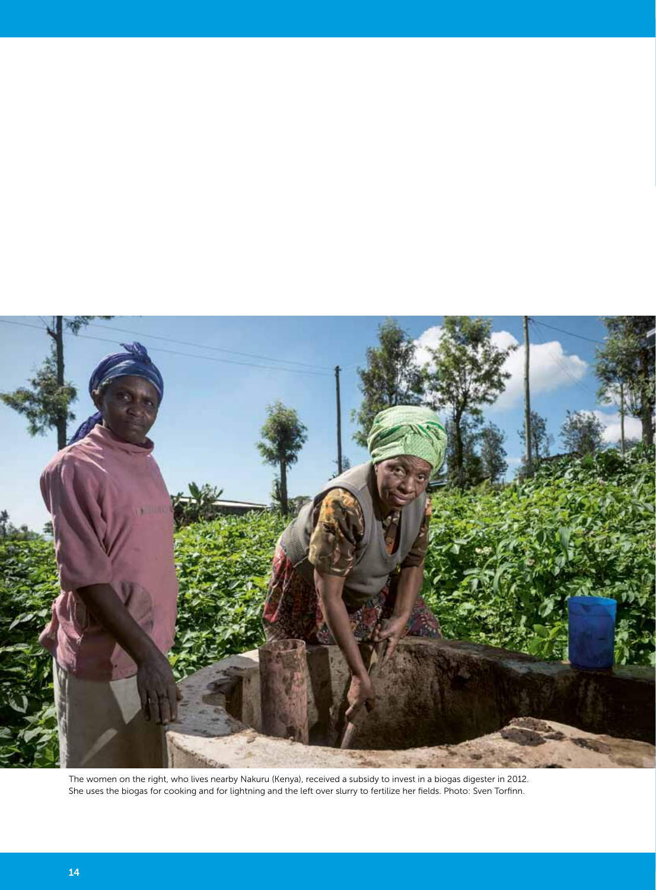The women on the right, who lives nearby Nakuru (Kenya), received a subsidy to invest in a biogas digester in 2012. She uses the biogas for cooking and for lightning and the left over slurry to fertilize her fields. Photo: Sven Torfinn.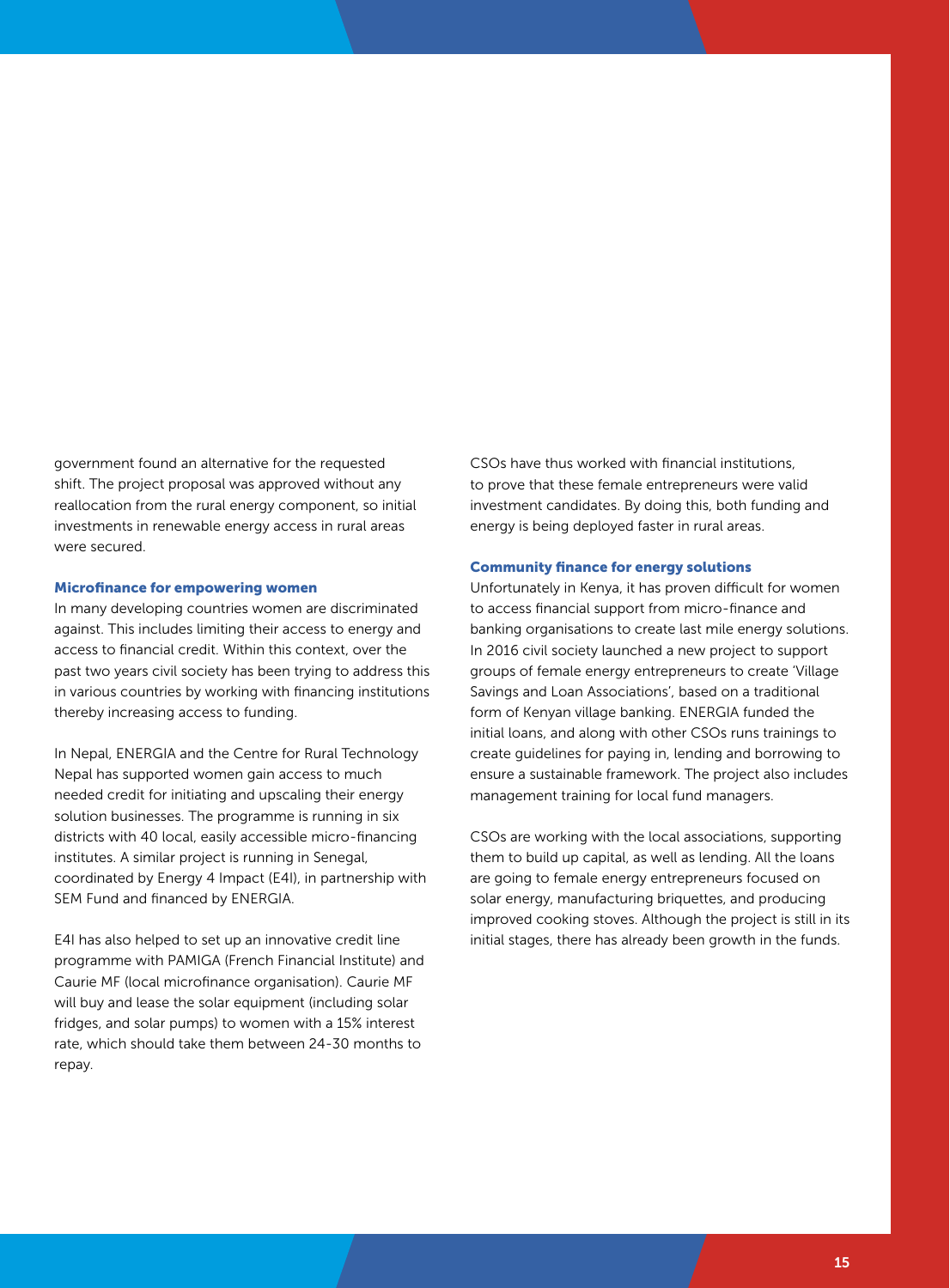government found an alternative for the requested shift. The project proposal was approved without any reallocation from the rural energy component, so initial investments in renewable energy access in rural areas were secured.

### Microfinance for empowering women

In many developing countries women are discriminated against. This includes limiting their access to energy and access to financial credit. Within this context, over the past two years civil society has been trying to address this in various countries by working with financing institutions thereby increasing access to funding.

In Nepal, ENERGIA and the Centre for Rural Technology Nepal has supported women gain access to much needed credit for initiating and upscaling their energy solution businesses. The programme is running in six districts with 40 local, easily accessible micro-financing institutes. A similar project is running in Senegal, coordinated by Energy 4 Impact (E4I), in partnership with SEM Fund and financed by ENERGIA.

E4I has also helped to set up an innovative credit line programme with PAMIGA (French Financial Institute) and Caurie MF (local microfinance organisation). Caurie MF will buy and lease the solar equipment (including solar fridges, and solar pumps) to women with a 15% interest rate, which should take them between 24-30 months to repay.

CSOs have thus worked with financial institutions, to prove that these female entrepreneurs were valid investment candidates. By doing this, both funding and energy is being deployed faster in rural areas.

### Community finance for energy solutions

Unfortunately in Kenya, it has proven difficult for women to access financial support from micro-finance and banking organisations to create last mile energy solutions. In 2016 civil society launched a new project to support groups of female energy entrepreneurs to create 'Village Savings and Loan Associations', based on a traditional form of Kenyan village banking. ENERGIA funded the initial loans, and along with other CSOs runs trainings to create guidelines for paying in, lending and borrowing to ensure a sustainable framework. The project also includes management training for local fund managers.

CSOs are working with the local associations, supporting them to build up capital, as well as lending. All the loans are going to female energy entrepreneurs focused on solar energy, manufacturing briquettes, and producing improved cooking stoves. Although the project is still in its initial stages, there has already been growth in the funds.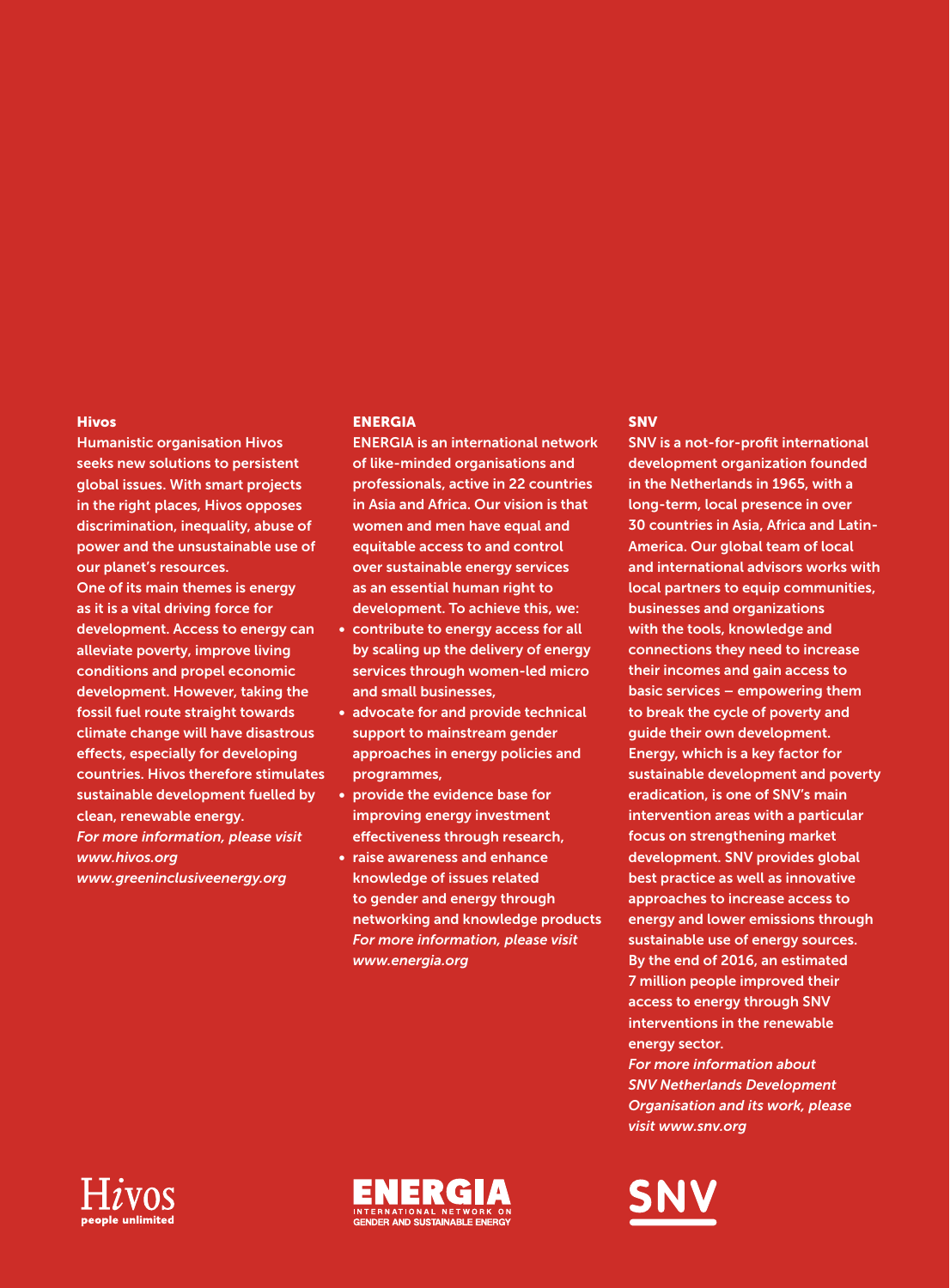### Hivos

Humanistic organisation Hivos seeks new solutions to persistent global issues. With smart projects in the right places, Hivos opposes discrimination, inequality, abuse of power and the unsustainable use of our planet's resources.
One of its main themes is energy as it is a vital driving force for development. Access to energy can alleviate poverty, improve living conditions and propel economic development. However, taking the fossil fuel route straight towards climate change will have disastrous effects, especially for developing countries. Hivos therefore stimulates sustainable development fuelled by clean, renewable energy.
*For more information, please visit www.hivos.org*
*www.greeninclusiveenergy.org*

### ENERGIA

ENERGIA is an international network of like-minded organisations and professionals, active in 22 countries in Asia and Africa. Our vision is that women and men have equal and equitable access to and control over sustainable energy services as an essential human right to development. To achieve this, we:

- contribute to energy access for all by scaling up the delivery of energy services through women-led micro and small businesses,
- advocate for and provide technical support to mainstream gender approaches in energy policies and programmes,
- provide the evidence base for improving energy investment effectiveness through research,
- raise awareness and enhance knowledge of issues related to gender and energy through networking and knowledge products

*For more information, please visit www.energia.org*

### SNV

SNV is a not-for-profit international development organization founded in the Netherlands in 1965, with a long-term, local presence in over 30 countries in Asia, Africa and Latin-America. Our global team of local and international advisors works with local partners to equip communities, businesses and organizations with the tools, knowledge and connections they need to increase their incomes and gain access to basic services – empowering them to break the cycle of poverty and guide their own development.
Energy, which is a key factor for sustainable development and poverty eradication, is one of SNV's main intervention areas with a particular focus on strengthening market development. SNV provides global best practice as well as innovative approaches to increase access to energy and lower emissions through sustainable use of energy sources. By the end of 2016, an estimated 7 million people improved their access to energy through SNV interventions in the renewable energy sector.
*For more information about SNV Netherlands Development Organisation and its work, please visit www.snv.org*

Hivos people unlimited

ENERGIA INTERNATIONAL NETWORK ON GENDER AND SUSTAINABLE ENERGY

SNV